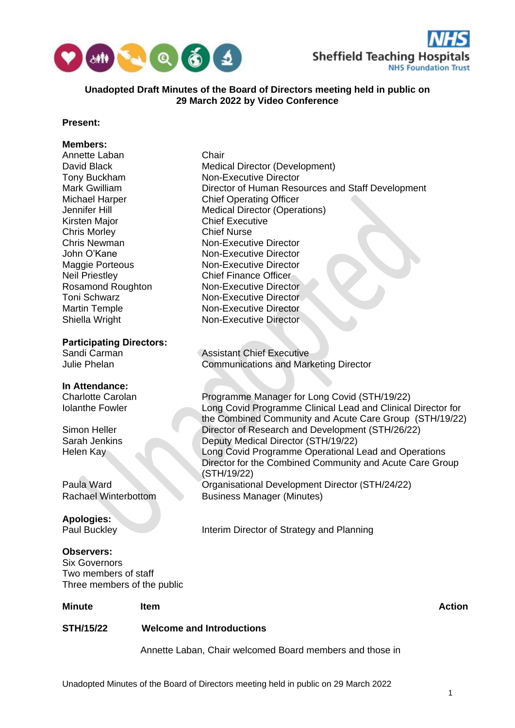**Unadopted Draft Minutes of the Board of Directors meeting held in public on 29 March 2022 by Video Conference**

**Present:**

**Members:**

| | |
|---|---|
| Annette Laban | Chair |
| David Black | Medical Director (Development) |
| Tony Buckham | Non-Executive Director |
| Mark Gwilliam | Director of Human Resources and Staff Development |
| Michael Harper | Chief Operating Officer |
| Jennifer Hill | Medical Director (Operations) |
| Kirsten Major | Chief Executive |
| Chris Morley | Chief Nurse |
| Chris Newman | Non-Executive Director |
| John O'Kane | Non-Executive Director |
| Maggie Porteous | Non-Executive Director |
| Neil Priestley | Chief Finance Officer |
| Rosamond Roughton | Non-Executive Director |
| Toni Schwarz | Non-Executive Director |
| Martin Temple | Non-Executive Director |
| Shiella Wright | Non-Executive Director |

**Participating Directors:**

| | |
|---|---|
| Sandi Carman | Assistant Chief Executive |
| Julie Phelan | Communications and Marketing Director |

**In Attendance:**

| | |
|---|---|
| Charlotte Carolan | Programme Manager for Long Covid (STH/19/22) |
| Iolanthe Fowler | Long Covid Programme Clinical Lead and Clinical Director for the Combined Community and Acute Care Group (STH/19/22) |
| Simon Heller | Director of Research and Development (STH/26/22) |
| Sarah Jenkins | Deputy Medical Director (STH/19/22) |
| Helen Kay | Long Covid Programme Operational Lead and Operations Director for the Combined Community and Acute Care Group (STH/19/22) |
| Paula Ward | Organisational Development Director (STH/24/22) |
| Rachael Winterbottom | Business Manager (Minutes) |

**Apologies:**

| | |
|---|---|
| Paul Buckley | Interim Director of Strategy and Planning |

**Observers:**

Six Governors
Two members of staff
Three members of the public

| Minute | Item | Action |
|---|---|---|
| **STH/15/22** | **Welcome and Introductions** | |
| | Annette Laban, Chair welcomed Board members and those in | |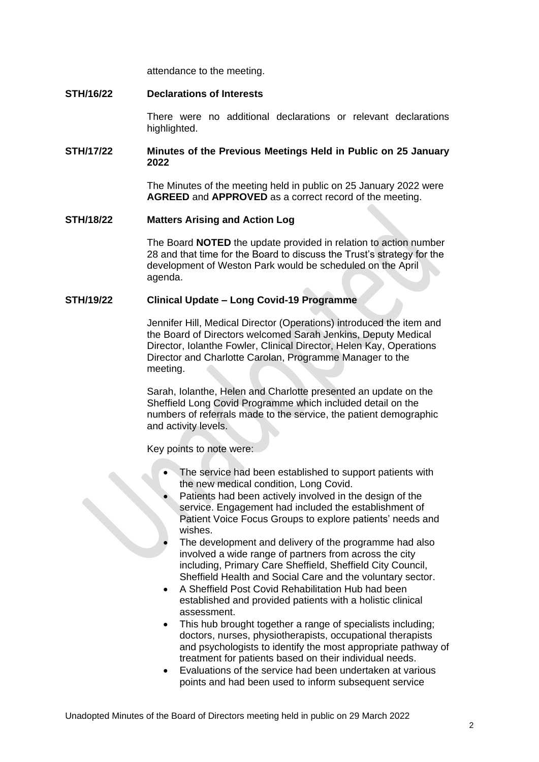attendance to the meeting.

**STH/16/22 Declarations of Interests**

There were no additional declarations or relevant declarations highlighted.

**STH/17/22 Minutes of the Previous Meetings Held in Public on 25 January 2022**

The Minutes of the meeting held in public on 25 January 2022 were **AGREED** and **APPROVED** as a correct record of the meeting.

**STH/18/22 Matters Arising and Action Log**

The Board **NOTED** the update provided in relation to action number 28 and that time for the Board to discuss the Trust's strategy for the development of Weston Park would be scheduled on the April agenda.

**STH/19/22 Clinical Update – Long Covid-19 Programme**

Jennifer Hill, Medical Director (Operations) introduced the item and the Board of Directors welcomed Sarah Jenkins, Deputy Medical Director, Iolanthe Fowler, Clinical Director, Helen Kay, Operations Director and Charlotte Carolan, Programme Manager to the meeting.

Sarah, Iolanthe, Helen and Charlotte presented an update on the Sheffield Long Covid Programme which included detail on the numbers of referrals made to the service, the patient demographic and activity levels.

Key points to note were:

- The service had been established to support patients with the new medical condition, Long Covid.
- Patients had been actively involved in the design of the service. Engagement had included the establishment of Patient Voice Focus Groups to explore patients' needs and wishes.
- The development and delivery of the programme had also involved a wide range of partners from across the city including, Primary Care Sheffield, Sheffield City Council, Sheffield Health and Social Care and the voluntary sector.
- A Sheffield Post Covid Rehabilitation Hub had been established and provided patients with a holistic clinical assessment.
- This hub brought together a range of specialists including; doctors, nurses, physiotherapists, occupational therapists and psychologists to identify the most appropriate pathway of treatment for patients based on their individual needs.
- Evaluations of the service had been undertaken at various points and had been used to inform subsequent service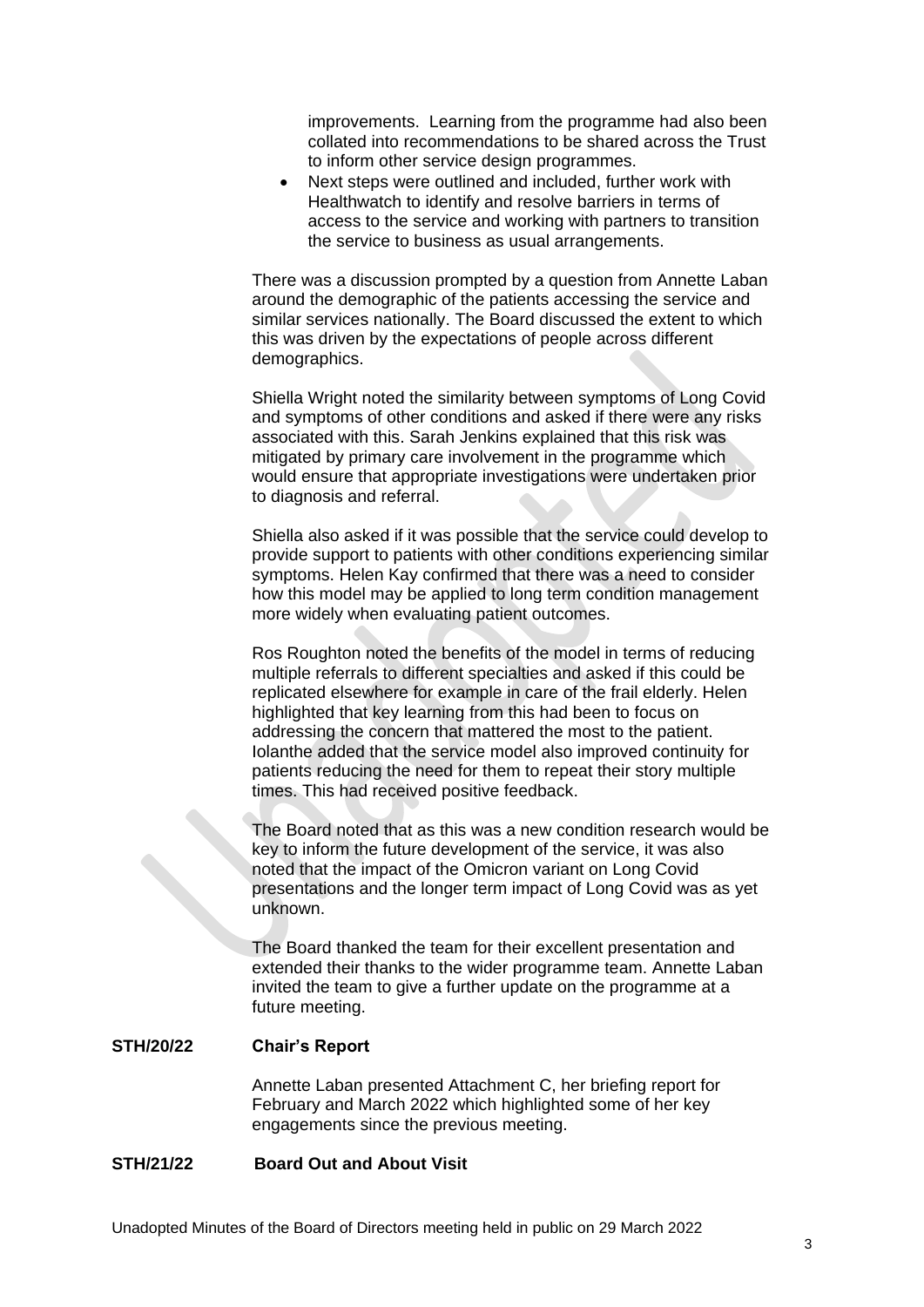improvements. Learning from the programme had also been collated into recommendations to be shared across the Trust to inform other service design programmes.

- Next steps were outlined and included, further work with Healthwatch to identify and resolve barriers in terms of access to the service and working with partners to transition the service to business as usual arrangements.

There was a discussion prompted by a question from Annette Laban around the demographic of the patients accessing the service and similar services nationally. The Board discussed the extent to which this was driven by the expectations of people across different demographics.

Shiella Wright noted the similarity between symptoms of Long Covid and symptoms of other conditions and asked if there were any risks associated with this. Sarah Jenkins explained that this risk was mitigated by primary care involvement in the programme which would ensure that appropriate investigations were undertaken prior to diagnosis and referral.

Shiella also asked if it was possible that the service could develop to provide support to patients with other conditions experiencing similar symptoms. Helen Kay confirmed that there was a need to consider how this model may be applied to long term condition management more widely when evaluating patient outcomes.

Ros Roughton noted the benefits of the model in terms of reducing multiple referrals to different specialties and asked if this could be replicated elsewhere for example in care of the frail elderly. Helen highlighted that key learning from this had been to focus on addressing the concern that mattered the most to the patient. Iolanthe added that the service model also improved continuity for patients reducing the need for them to repeat their story multiple times. This had received positive feedback.

The Board noted that as this was a new condition research would be key to inform the future development of the service, it was also noted that the impact of the Omicron variant on Long Covid presentations and the longer term impact of Long Covid was as yet unknown.

The Board thanked the team for their excellent presentation and extended their thanks to the wider programme team. Annette Laban invited the team to give a further update on the programme at a future meeting.

**STH/20/22 Chair's Report**

Annette Laban presented Attachment C, her briefing report for February and March 2022 which highlighted some of her key engagements since the previous meeting.

**STH/21/22 Board Out and About Visit**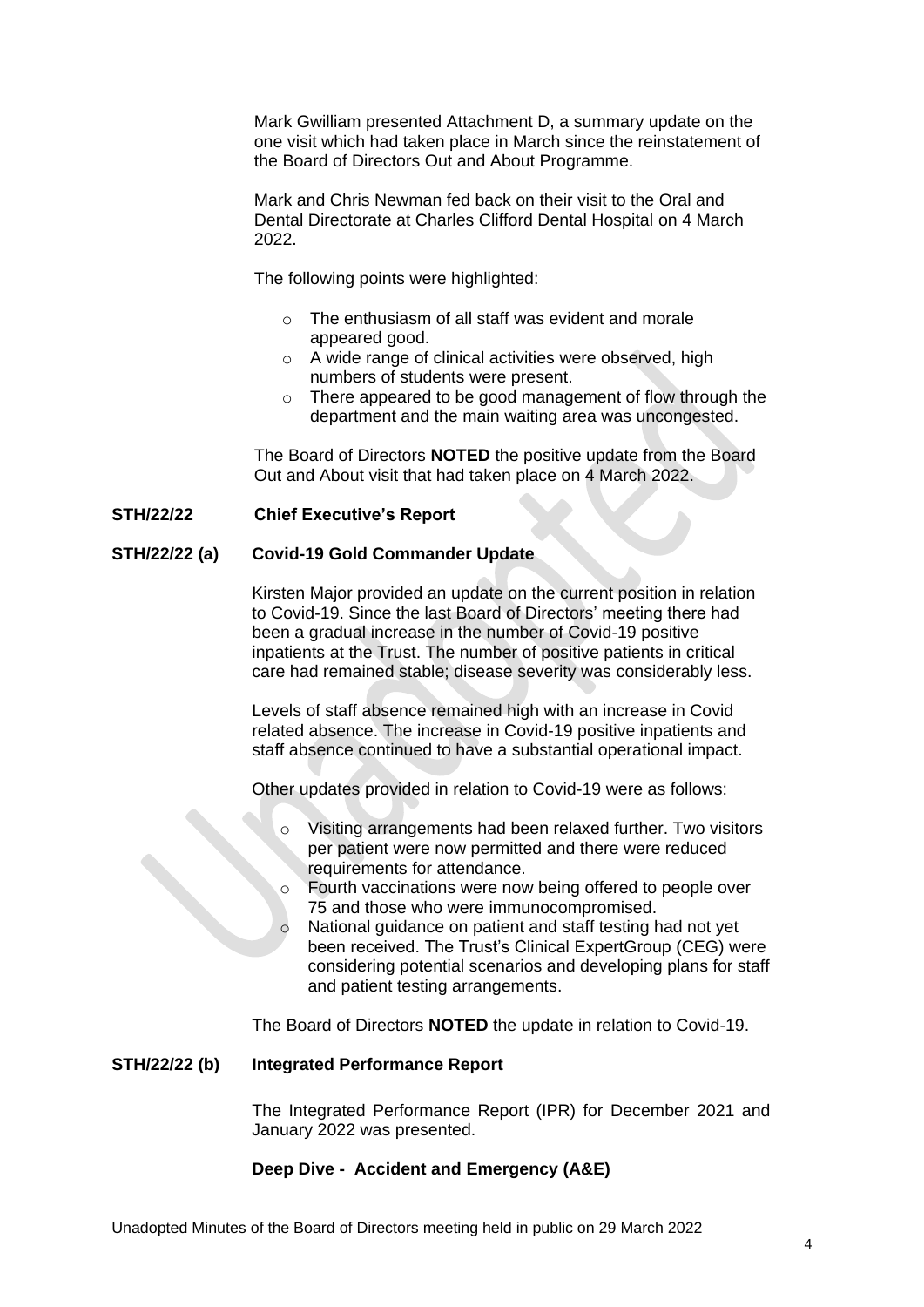Mark Gwilliam presented Attachment D, a summary update on the one visit which had taken place in March since the reinstatement of the Board of Directors Out and About Programme.

Mark and Chris Newman fed back on their visit to the Oral and Dental Directorate at Charles Clifford Dental Hospital on 4 March 2022.

The following points were highlighted:

- The enthusiasm of all staff was evident and morale appeared good.
- A wide range of clinical activities were observed, high numbers of students were present.
- There appeared to be good management of flow through the department and the main waiting area was uncongested.

The Board of Directors **NOTED** the positive update from the Board Out and About visit that had taken place on 4 March 2022.

**STH/22/22 Chief Executive's Report**

**STH/22/22 (a) Covid-19 Gold Commander Update**

Kirsten Major provided an update on the current position in relation to Covid-19. Since the last Board of Directors' meeting there had been a gradual increase in the number of Covid-19 positive inpatients at the Trust. The number of positive patients in critical care had remained stable; disease severity was considerably less.

Levels of staff absence remained high with an increase in Covid related absence. The increase in Covid-19 positive inpatients and staff absence continued to have a substantial operational impact.

Other updates provided in relation to Covid-19 were as follows:

- Visiting arrangements had been relaxed further. Two visitors per patient were now permitted and there were reduced requirements for attendance.
- Fourth vaccinations were now being offered to people over 75 and those who were immunocompromised.
- National guidance on patient and staff testing had not yet been received. The Trust's Clinical ExpertGroup (CEG) were considering potential scenarios and developing plans for staff and patient testing arrangements.

The Board of Directors **NOTED** the update in relation to Covid-19.

**STH/22/22 (b) Integrated Performance Report**

The Integrated Performance Report (IPR) for December 2021 and January 2022 was presented.

**Deep Dive - Accident and Emergency (A&E)**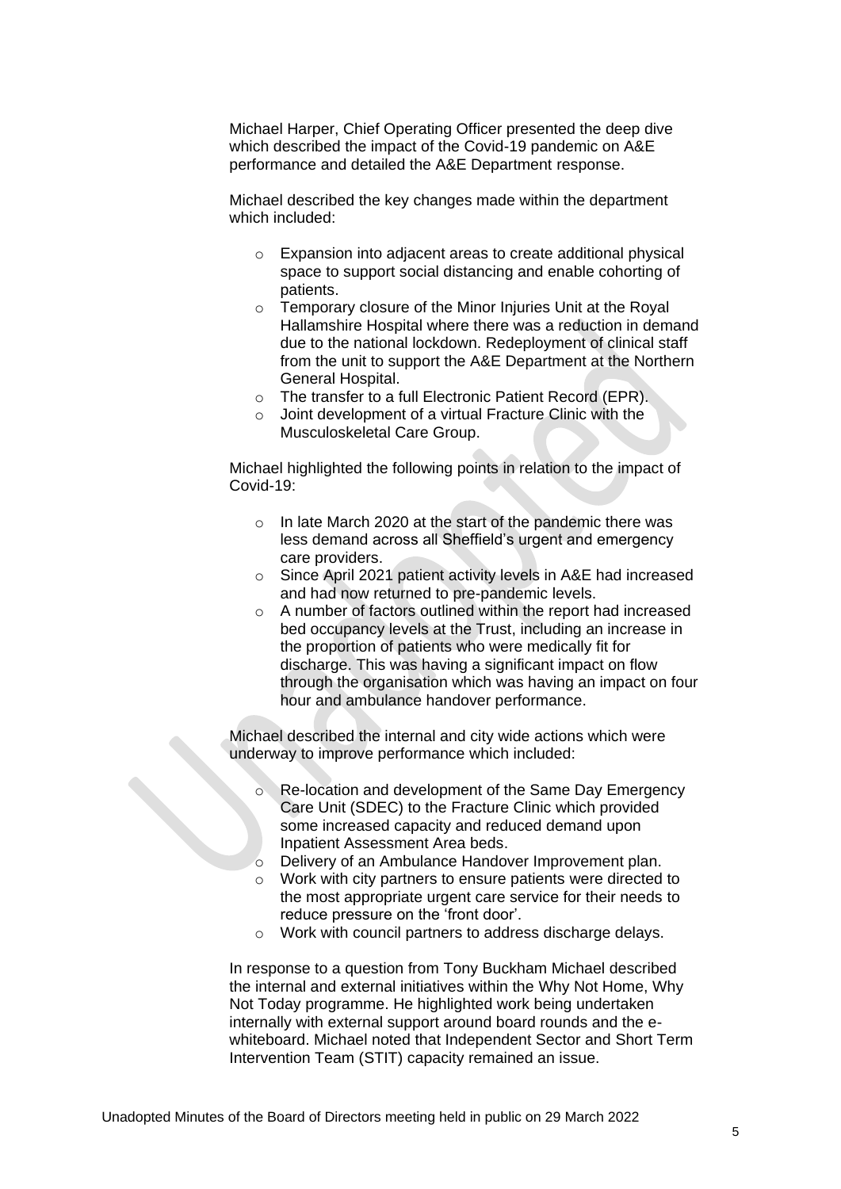Michael Harper, Chief Operating Officer presented the deep dive which described the impact of the Covid-19 pandemic on A&E performance and detailed the A&E Department response.

Michael described the key changes made within the department which included:

- Expansion into adjacent areas to create additional physical space to support social distancing and enable cohorting of patients.
- Temporary closure of the Minor Injuries Unit at the Royal Hallamshire Hospital where there was a reduction in demand due to the national lockdown. Redeployment of clinical staff from the unit to support the A&E Department at the Northern General Hospital.
- The transfer to a full Electronic Patient Record (EPR).
- Joint development of a virtual Fracture Clinic with the Musculoskeletal Care Group.

Michael highlighted the following points in relation to the impact of Covid-19:

- In late March 2020 at the start of the pandemic there was less demand across all Sheffield's urgent and emergency care providers.
- Since April 2021 patient activity levels in A&E had increased and had now returned to pre-pandemic levels.
- A number of factors outlined within the report had increased bed occupancy levels at the Trust, including an increase in the proportion of patients who were medically fit for discharge. This was having a significant impact on flow through the organisation which was having an impact on four hour and ambulance handover performance.

Michael described the internal and city wide actions which were underway to improve performance which included:

- Re-location and development of the Same Day Emergency Care Unit (SDEC) to the Fracture Clinic which provided some increased capacity and reduced demand upon Inpatient Assessment Area beds.
- Delivery of an Ambulance Handover Improvement plan.
- Work with city partners to ensure patients were directed to the most appropriate urgent care service for their needs to reduce pressure on the 'front door'.
- Work with council partners to address discharge delays.

In response to a question from Tony Buckham Michael described the internal and external initiatives within the Why Not Home, Why Not Today programme. He highlighted work being undertaken internally with external support around board rounds and the e-whiteboard. Michael noted that Independent Sector and Short Term Intervention Team (STIT) capacity remained an issue.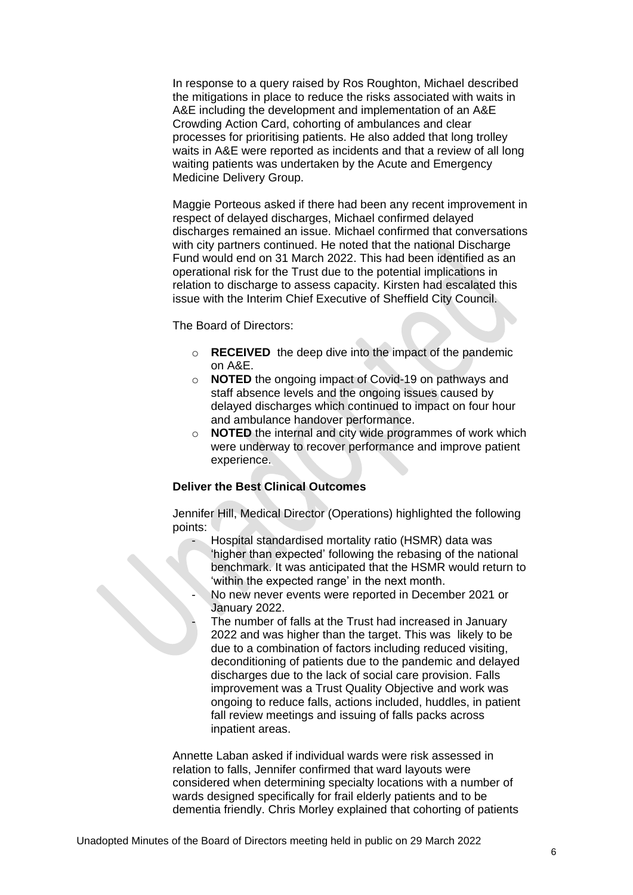In response to a query raised by Ros Roughton, Michael described the mitigations in place to reduce the risks associated with waits in A&E including the development and implementation of an A&E Crowding Action Card, cohorting of ambulances and clear processes for prioritising patients. He also added that long trolley waits in A&E were reported as incidents and that a review of all long waiting patients was undertaken by the Acute and Emergency Medicine Delivery Group.

Maggie Porteous asked if there had been any recent improvement in respect of delayed discharges, Michael confirmed delayed discharges remained an issue. Michael confirmed that conversations with city partners continued. He noted that the national Discharge Fund would end on 31 March 2022. This had been identified as an operational risk for the Trust due to the potential implications in relation to discharge to assess capacity. Kirsten had escalated this issue with the Interim Chief Executive of Sheffield City Council.

The Board of Directors:

- **RECEIVED** the deep dive into the impact of the pandemic on A&E.
- **NOTED** the ongoing impact of Covid-19 on pathways and staff absence levels and the ongoing issues caused by delayed discharges which continued to impact on four hour and ambulance handover performance.
- **NOTED** the internal and city wide programmes of work which were underway to recover performance and improve patient experience.

**Deliver the Best Clinical Outcomes**

Jennifer Hill, Medical Director (Operations) highlighted the following points:

- Hospital standardised mortality ratio (HSMR) data was 'higher than expected' following the rebasing of the national benchmark. It was anticipated that the HSMR would return to 'within the expected range' in the next month.
- No new never events were reported in December 2021 or January 2022.
- The number of falls at the Trust had increased in January 2022 and was higher than the target. This was likely to be due to a combination of factors including reduced visiting, deconditioning of patients due to the pandemic and delayed discharges due to the lack of social care provision. Falls improvement was a Trust Quality Objective and work was ongoing to reduce falls, actions included, huddles, in patient fall review meetings and issuing of falls packs across inpatient areas.

Annette Laban asked if individual wards were risk assessed in relation to falls, Jennifer confirmed that ward layouts were considered when determining specialty locations with a number of wards designed specifically for frail elderly patients and to be dementia friendly. Chris Morley explained that cohorting of patients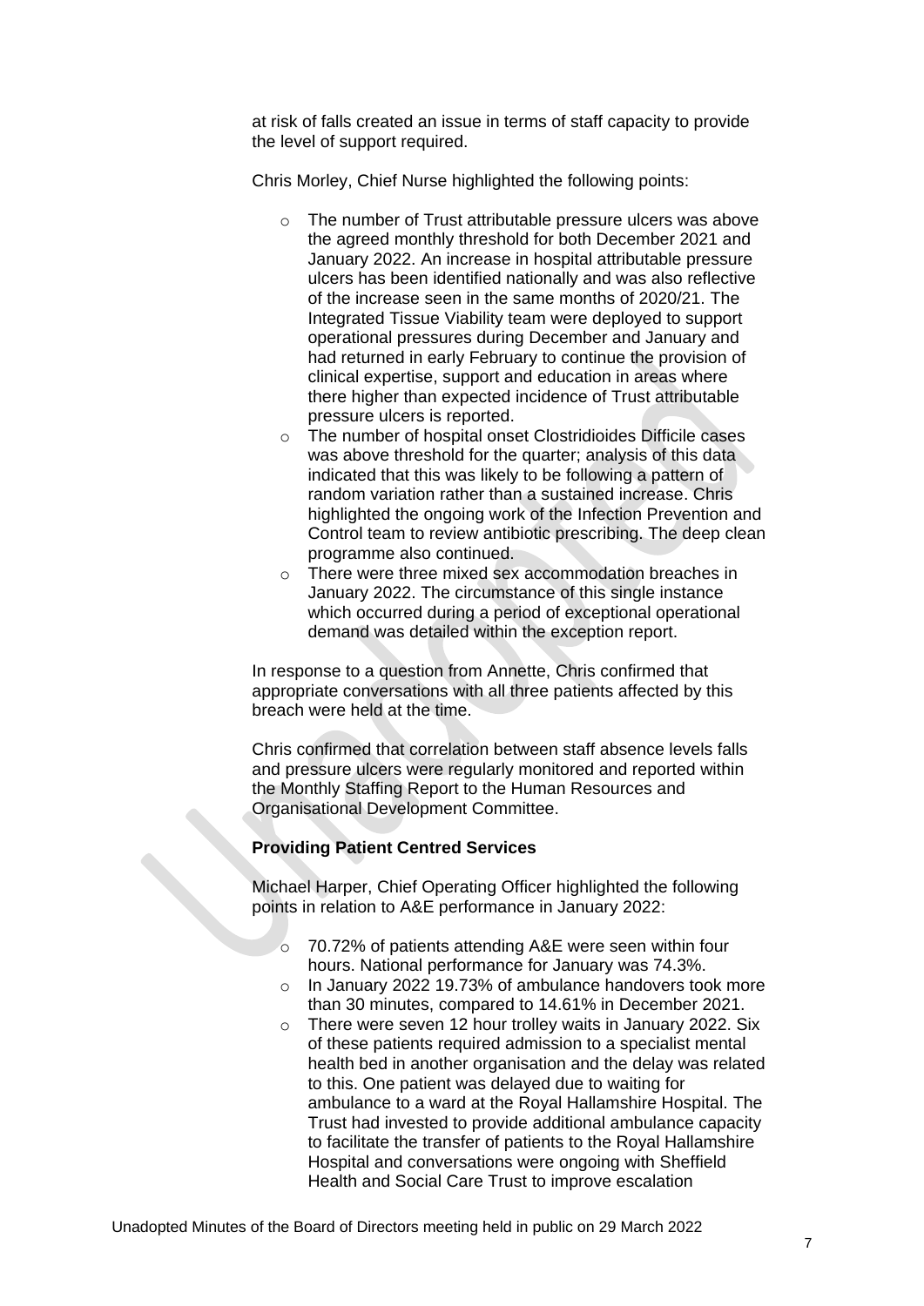at risk of falls created an issue in terms of staff capacity to provide the level of support required.

Chris Morley, Chief Nurse highlighted the following points:

- The number of Trust attributable pressure ulcers was above the agreed monthly threshold for both December 2021 and January 2022. An increase in hospital attributable pressure ulcers has been identified nationally and was also reflective of the increase seen in the same months of 2020/21. The Integrated Tissue Viability team were deployed to support operational pressures during December and January and had returned in early February to continue the provision of clinical expertise, support and education in areas where there higher than expected incidence of Trust attributable pressure ulcers is reported.
- The number of hospital onset Clostridioides Difficile cases was above threshold for the quarter; analysis of this data indicated that this was likely to be following a pattern of random variation rather than a sustained increase. Chris highlighted the ongoing work of the Infection Prevention and Control team to review antibiotic prescribing. The deep clean programme also continued.
- There were three mixed sex accommodation breaches in January 2022. The circumstance of this single instance which occurred during a period of exceptional operational demand was detailed within the exception report.

In response to a question from Annette, Chris confirmed that appropriate conversations with all three patients affected by this breach were held at the time.

Chris confirmed that correlation between staff absence levels falls and pressure ulcers were regularly monitored and reported within the Monthly Staffing Report to the Human Resources and Organisational Development Committee.

**Providing Patient Centred Services**

Michael Harper, Chief Operating Officer highlighted the following points in relation to A&E performance in January 2022:

- 70.72% of patients attending A&E were seen within four hours. National performance for January was 74.3%.
- In January 2022 19.73% of ambulance handovers took more than 30 minutes, compared to 14.61% in December 2021.
- There were seven 12 hour trolley waits in January 2022. Six of these patients required admission to a specialist mental health bed in another organisation and the delay was related to this. One patient was delayed due to waiting for ambulance to a ward at the Royal Hallamshire Hospital. The Trust had invested to provide additional ambulance capacity to facilitate the transfer of patients to the Royal Hallamshire Hospital and conversations were ongoing with Sheffield Health and Social Care Trust to improve escalation

Unadopted Minutes of the Board of Directors meeting held in public on 29 March 2022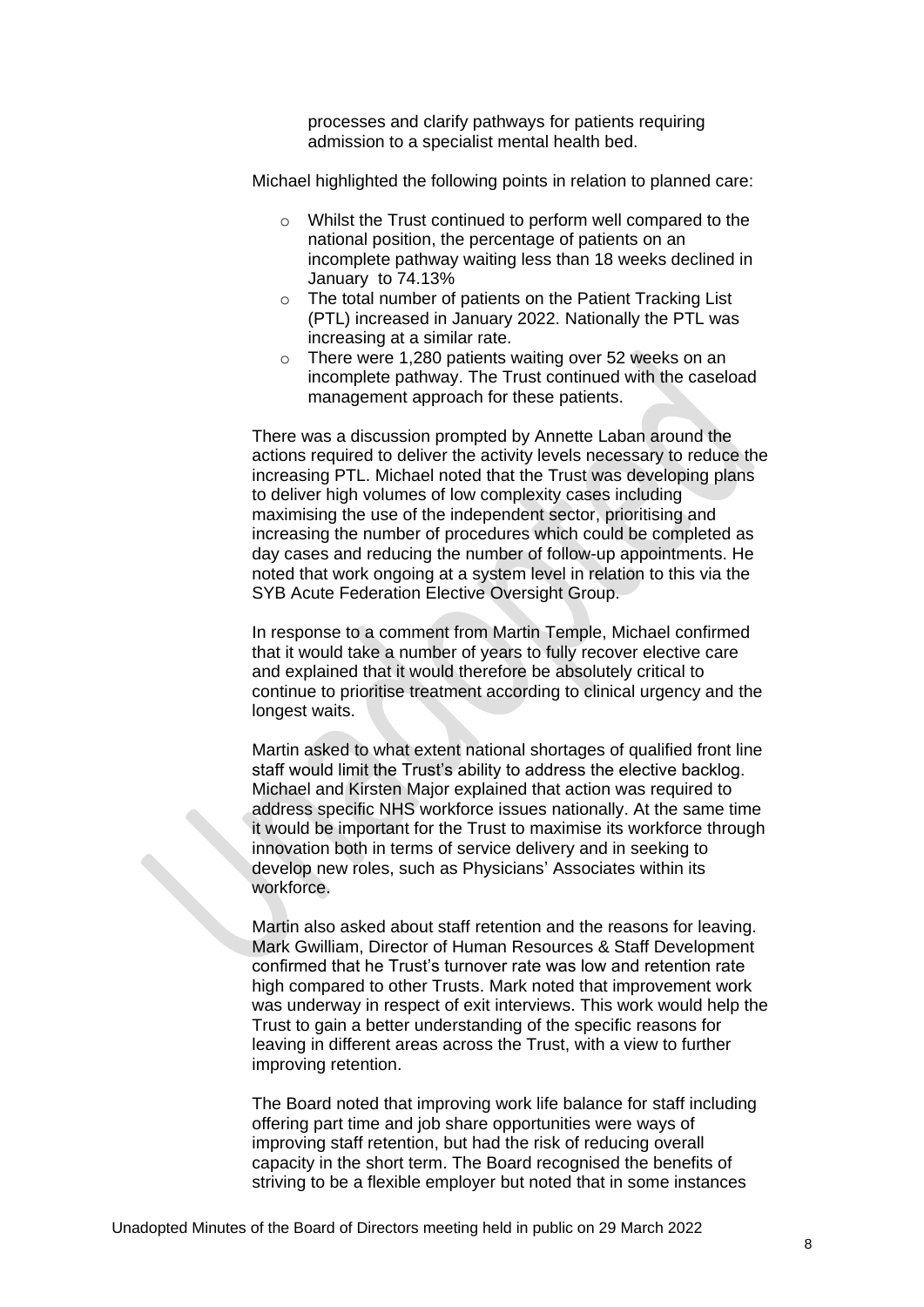processes and clarify pathways for patients requiring admission to a specialist mental health bed.

Michael highlighted the following points in relation to planned care:

- Whilst the Trust continued to perform well compared to the national position, the percentage of patients on an incomplete pathway waiting less than 18 weeks declined in January to 74.13%
- The total number of patients on the Patient Tracking List (PTL) increased in January 2022. Nationally the PTL was increasing at a similar rate.
- There were 1,280 patients waiting over 52 weeks on an incomplete pathway. The Trust continued with the caseload management approach for these patients.

There was a discussion prompted by Annette Laban around the actions required to deliver the activity levels necessary to reduce the increasing PTL. Michael noted that the Trust was developing plans to deliver high volumes of low complexity cases including maximising the use of the independent sector, prioritising and increasing the number of procedures which could be completed as day cases and reducing the number of follow-up appointments. He noted that work ongoing at a system level in relation to this via the SYB Acute Federation Elective Oversight Group.

In response to a comment from Martin Temple, Michael confirmed that it would take a number of years to fully recover elective care and explained that it would therefore be absolutely critical to continue to prioritise treatment according to clinical urgency and the longest waits.

Martin asked to what extent national shortages of qualified front line staff would limit the Trust's ability to address the elective backlog. Michael and Kirsten Major explained that action was required to address specific NHS workforce issues nationally. At the same time it would be important for the Trust to maximise its workforce through innovation both in terms of service delivery and in seeking to develop new roles, such as Physicians' Associates within its workforce.

Martin also asked about staff retention and the reasons for leaving. Mark Gwilliam, Director of Human Resources & Staff Development confirmed that he Trust's turnover rate was low and retention rate high compared to other Trusts. Mark noted that improvement work was underway in respect of exit interviews. This work would help the Trust to gain a better understanding of the specific reasons for leaving in different areas across the Trust, with a view to further improving retention.

The Board noted that improving work life balance for staff including offering part time and job share opportunities were ways of improving staff retention, but had the risk of reducing overall capacity in the short term. The Board recognised the benefits of striving to be a flexible employer but noted that in some instances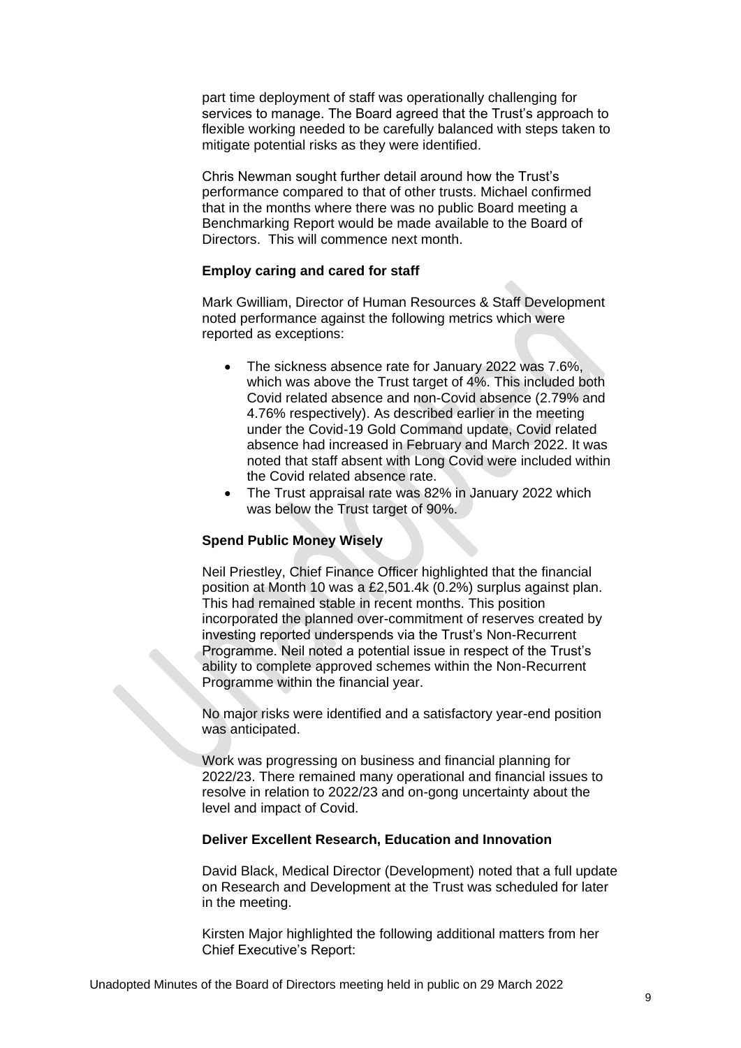part time deployment of staff was operationally challenging for services to manage. The Board agreed that the Trust's approach to flexible working needed to be carefully balanced with steps taken to mitigate potential risks as they were identified.

Chris Newman sought further detail around how the Trust's performance compared to that of other trusts. Michael confirmed that in the months where there was no public Board meeting a Benchmarking Report would be made available to the Board of Directors. This will commence next month.

**Employ caring and cared for staff**

Mark Gwilliam, Director of Human Resources & Staff Development noted performance against the following metrics which were reported as exceptions:

- The sickness absence rate for January 2022 was 7.6%, which was above the Trust target of 4%. This included both Covid related absence and non-Covid absence (2.79% and 4.76% respectively). As described earlier in the meeting under the Covid-19 Gold Command update, Covid related absence had increased in February and March 2022. It was noted that staff absent with Long Covid were included within the Covid related absence rate.
- The Trust appraisal rate was 82% in January 2022 which was below the Trust target of 90%.

**Spend Public Money Wisely**

Neil Priestley, Chief Finance Officer highlighted that the financial position at Month 10 was a £2,501.4k (0.2%) surplus against plan. This had remained stable in recent months. This position incorporated the planned over-commitment of reserves created by investing reported underspends via the Trust's Non-Recurrent Programme. Neil noted a potential issue in respect of the Trust's ability to complete approved schemes within the Non-Recurrent Programme within the financial year.

No major risks were identified and a satisfactory year-end position was anticipated.

Work was progressing on business and financial planning for 2022/23. There remained many operational and financial issues to resolve in relation to 2022/23 and on-gong uncertainty about the level and impact of Covid.

**Deliver Excellent Research, Education and Innovation**

David Black, Medical Director (Development) noted that a full update on Research and Development at the Trust was scheduled for later in the meeting.

Kirsten Major highlighted the following additional matters from her Chief Executive's Report: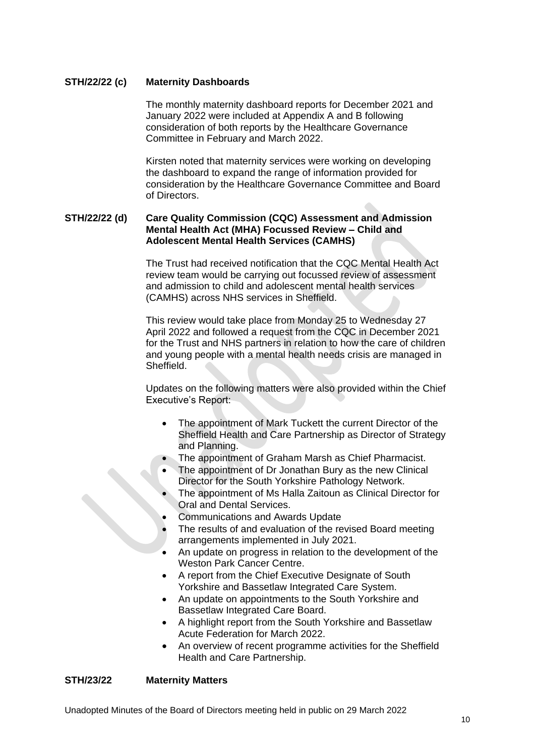**STH/22/22 (c) Maternity Dashboards**

The monthly maternity dashboard reports for December 2021 and January 2022 were included at Appendix A and B following consideration of both reports by the Healthcare Governance Committee in February and March 2022.

Kirsten noted that maternity services were working on developing the dashboard to expand the range of information provided for consideration by the Healthcare Governance Committee and Board of Directors.

**STH/22/22 (d) Care Quality Commission (CQC) Assessment and Admission Mental Health Act (MHA) Focussed Review – Child and Adolescent Mental Health Services (CAMHS)**

The Trust had received notification that the CQC Mental Health Act review team would be carrying out focussed review of assessment and admission to child and adolescent mental health services (CAMHS) across NHS services in Sheffield.

This review would take place from Monday 25 to Wednesday 27 April 2022 and followed a request from the CQC in December 2021 for the Trust and NHS partners in relation to how the care of children and young people with a mental health needs crisis are managed in Sheffield.

Updates on the following matters were also provided within the Chief Executive's Report:

- The appointment of Mark Tuckett the current Director of the Sheffield Health and Care Partnership as Director of Strategy and Planning.
- The appointment of Graham Marsh as Chief Pharmacist.
- The appointment of Dr Jonathan Bury as the new Clinical Director for the South Yorkshire Pathology Network.
- The appointment of Ms Halla Zaitoun as Clinical Director for Oral and Dental Services.
- Communications and Awards Update
- The results of and evaluation of the revised Board meeting arrangements implemented in July 2021.
- An update on progress in relation to the development of the Weston Park Cancer Centre.
- A report from the Chief Executive Designate of South Yorkshire and Bassetlaw Integrated Care System.
- An update on appointments to the South Yorkshire and Bassetlaw Integrated Care Board.
- A highlight report from the South Yorkshire and Bassetlaw Acute Federation for March 2022.
- An overview of recent programme activities for the Sheffield Health and Care Partnership.

**STH/23/22 Maternity Matters**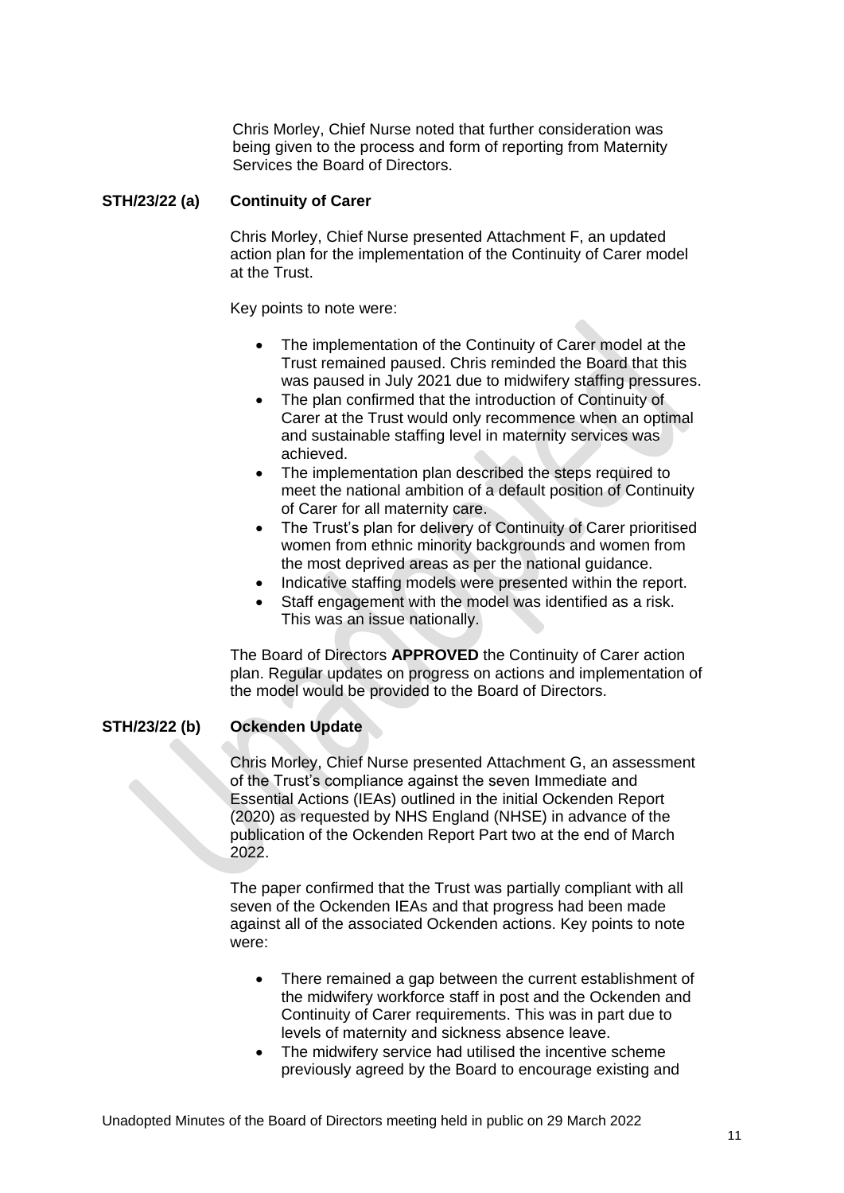Chris Morley, Chief Nurse noted that further consideration was being given to the process and form of reporting from Maternity Services the Board of Directors.

**STH/23/22 (a) Continuity of Carer**

Chris Morley, Chief Nurse presented Attachment F, an updated action plan for the implementation of the Continuity of Carer model at the Trust.

Key points to note were:

- The implementation of the Continuity of Carer model at the Trust remained paused. Chris reminded the Board that this was paused in July 2021 due to midwifery staffing pressures.
- The plan confirmed that the introduction of Continuity of Carer at the Trust would only recommence when an optimal and sustainable staffing level in maternity services was achieved.
- The implementation plan described the steps required to meet the national ambition of a default position of Continuity of Carer for all maternity care.
- The Trust's plan for delivery of Continuity of Carer prioritised women from ethnic minority backgrounds and women from the most deprived areas as per the national guidance.
- Indicative staffing models were presented within the report.
- Staff engagement with the model was identified as a risk. This was an issue nationally.

The Board of Directors **APPROVED** the Continuity of Carer action plan. Regular updates on progress on actions and implementation of the model would be provided to the Board of Directors.

**STH/23/22 (b) Ockenden Update**

Chris Morley, Chief Nurse presented Attachment G, an assessment of the Trust's compliance against the seven Immediate and Essential Actions (IEAs) outlined in the initial Ockenden Report (2020) as requested by NHS England (NHSE) in advance of the publication of the Ockenden Report Part two at the end of March 2022.

The paper confirmed that the Trust was partially compliant with all seven of the Ockenden IEAs and that progress had been made against all of the associated Ockenden actions. Key points to note were:

- There remained a gap between the current establishment of the midwifery workforce staff in post and the Ockenden and Continuity of Carer requirements. This was in part due to levels of maternity and sickness absence leave.
- The midwifery service had utilised the incentive scheme previously agreed by the Board to encourage existing and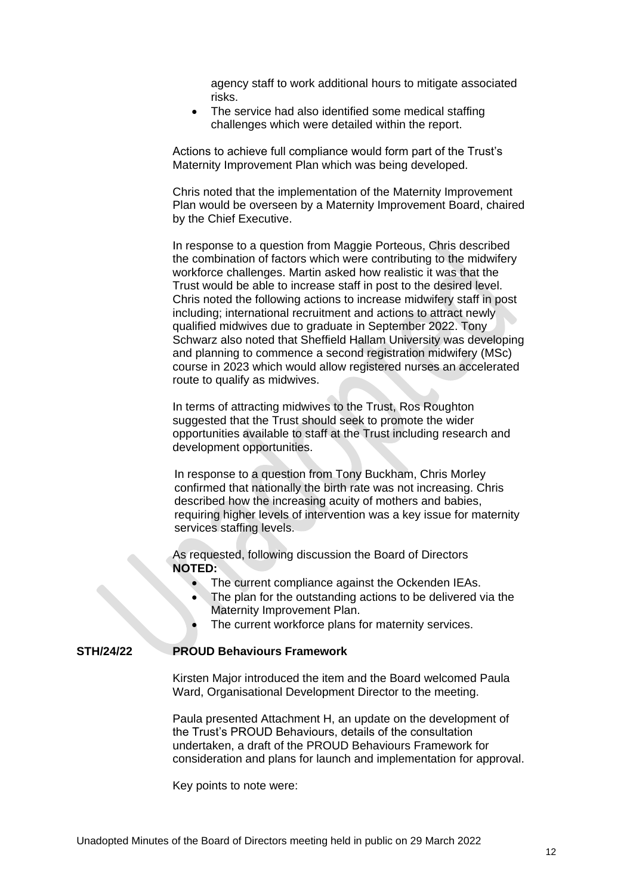agency staff to work additional hours to mitigate associated risks.

- The service had also identified some medical staffing challenges which were detailed within the report.

Actions to achieve full compliance would form part of the Trust's Maternity Improvement Plan which was being developed.

Chris noted that the implementation of the Maternity Improvement Plan would be overseen by a Maternity Improvement Board, chaired by the Chief Executive.

In response to a question from Maggie Porteous, Chris described the combination of factors which were contributing to the midwifery workforce challenges. Martin asked how realistic it was that the Trust would be able to increase staff in post to the desired level. Chris noted the following actions to increase midwifery staff in post including; international recruitment and actions to attract newly qualified midwives due to graduate in September 2022. Tony Schwarz also noted that Sheffield Hallam University was developing and planning to commence a second registration midwifery (MSc) course in 2023 which would allow registered nurses an accelerated route to qualify as midwives.

In terms of attracting midwives to the Trust, Ros Roughton suggested that the Trust should seek to promote the wider opportunities available to staff at the Trust including research and development opportunities.

In response to a question from Tony Buckham, Chris Morley confirmed that nationally the birth rate was not increasing. Chris described how the increasing acuity of mothers and babies, requiring higher levels of intervention was a key issue for maternity services staffing levels.

As requested, following discussion the Board of Directors **NOTED:**

- The current compliance against the Ockenden IEAs.
- The plan for the outstanding actions to be delivered via the Maternity Improvement Plan.
- The current workforce plans for maternity services.

**STH/24/22** **PROUD Behaviours Framework**

Kirsten Major introduced the item and the Board welcomed Paula Ward, Organisational Development Director to the meeting.

Paula presented Attachment H, an update on the development of the Trust's PROUD Behaviours, details of the consultation undertaken, a draft of the PROUD Behaviours Framework for consideration and plans for launch and implementation for approval.

Key points to note were: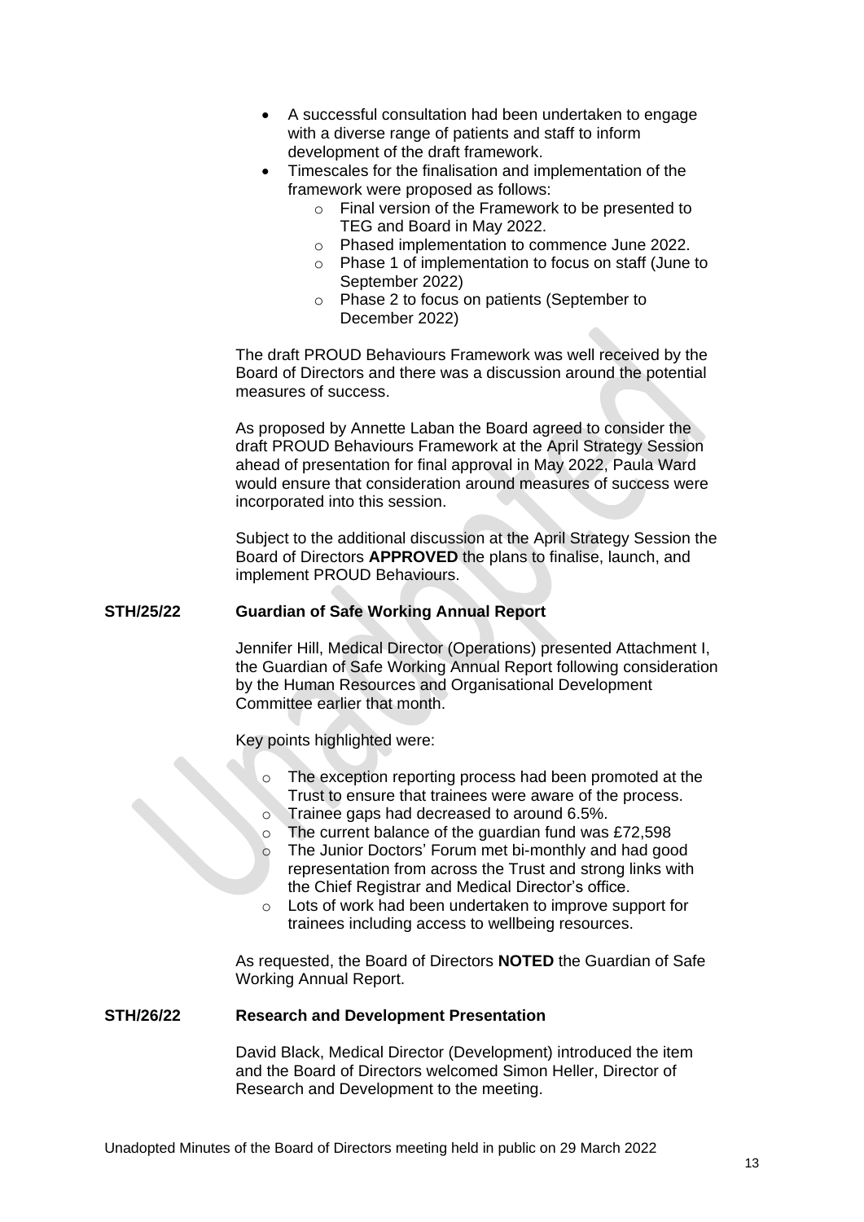- A successful consultation had been undertaken to engage with a diverse range of patients and staff to inform development of the draft framework.
- Timescales for the finalisation and implementation of the framework were proposed as follows:
  - Final version of the Framework to be presented to TEG and Board in May 2022.
  - Phased implementation to commence June 2022.
  - Phase 1 of implementation to focus on staff (June to September 2022)
  - Phase 2 to focus on patients (September to December 2022)

The draft PROUD Behaviours Framework was well received by the Board of Directors and there was a discussion around the potential measures of success.

As proposed by Annette Laban the Board agreed to consider the draft PROUD Behaviours Framework at the April Strategy Session ahead of presentation for final approval in May 2022, Paula Ward would ensure that consideration around measures of success were incorporated into this session.

Subject to the additional discussion at the April Strategy Session the Board of Directors **APPROVED** the plans to finalise, launch, and implement PROUD Behaviours.

**STH/25/22 Guardian of Safe Working Annual Report**

Jennifer Hill, Medical Director (Operations) presented Attachment I, the Guardian of Safe Working Annual Report following consideration by the Human Resources and Organisational Development Committee earlier that month.

Key points highlighted were:

- The exception reporting process had been promoted at the Trust to ensure that trainees were aware of the process.
- Trainee gaps had decreased to around 6.5%.
- The current balance of the guardian fund was £72,598
- The Junior Doctors' Forum met bi-monthly and had good representation from across the Trust and strong links with the Chief Registrar and Medical Director's office.
- Lots of work had been undertaken to improve support for trainees including access to wellbeing resources.

As requested, the Board of Directors **NOTED** the Guardian of Safe Working Annual Report.

**STH/26/22 Research and Development Presentation**

David Black, Medical Director (Development) introduced the item and the Board of Directors welcomed Simon Heller, Director of Research and Development to the meeting.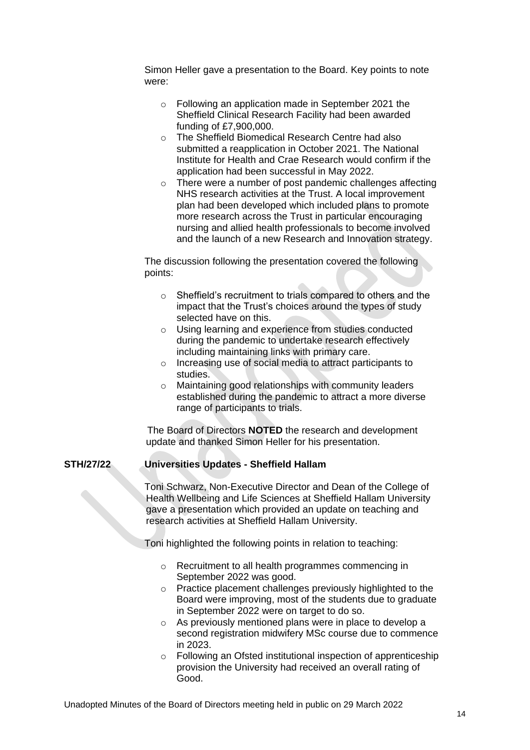Simon Heller gave a presentation to the Board. Key points to note were:

- Following an application made in September 2021 the Sheffield Clinical Research Facility had been awarded funding of £7,900,000.
- The Sheffield Biomedical Research Centre had also submitted a reapplication in October 2021. The National Institute for Health and Crae Research would confirm if the application had been successful in May 2022.
- There were a number of post pandemic challenges affecting NHS research activities at the Trust. A local improvement plan had been developed which included plans to promote more research across the Trust in particular encouraging nursing and allied health professionals to become involved and the launch of a new Research and Innovation strategy.

The discussion following the presentation covered the following points:

- Sheffield's recruitment to trials compared to others and the impact that the Trust's choices around the types of study selected have on this.
- Using learning and experience from studies conducted during the pandemic to undertake research effectively including maintaining links with primary care.
- Increasing use of social media to attract participants to studies.
- Maintaining good relationships with community leaders established during the pandemic to attract a more diverse range of participants to trials.

The Board of Directors **NOTED** the research and development update and thanked Simon Heller for his presentation.

**STH/27/22 Universities Updates - Sheffield Hallam**

Toni Schwarz, Non-Executive Director and Dean of the College of Health Wellbeing and Life Sciences at Sheffield Hallam University gave a presentation which provided an update on teaching and research activities at Sheffield Hallam University.

Toni highlighted the following points in relation to teaching:

- Recruitment to all health programmes commencing in September 2022 was good.
- Practice placement challenges previously highlighted to the Board were improving, most of the students due to graduate in September 2022 were on target to do so.
- As previously mentioned plans were in place to develop a second registration midwifery MSc course due to commence in 2023.
- Following an Ofsted institutional inspection of apprenticeship provision the University had received an overall rating of Good.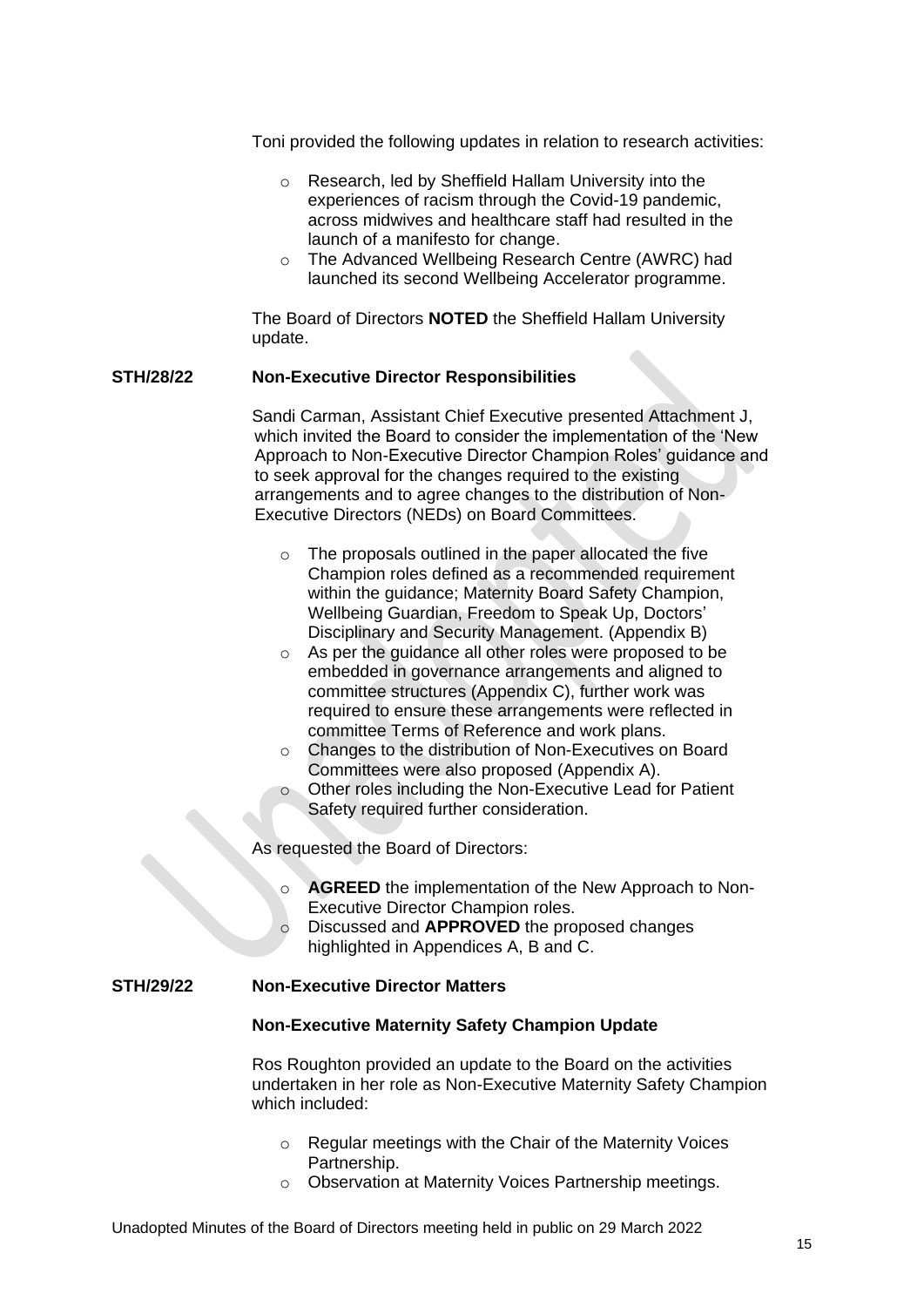Toni provided the following updates in relation to research activities:

- Research, led by Sheffield Hallam University into the experiences of racism through the Covid-19 pandemic, across midwives and healthcare staff had resulted in the launch of a manifesto for change.
- The Advanced Wellbeing Research Centre (AWRC) had launched its second Wellbeing Accelerator programme.

The Board of Directors **NOTED** the Sheffield Hallam University update.

**STH/28/22 Non-Executive Director Responsibilities**

Sandi Carman, Assistant Chief Executive presented Attachment J, which invited the Board to consider the implementation of the 'New Approach to Non-Executive Director Champion Roles' guidance and to seek approval for the changes required to the existing arrangements and to agree changes to the distribution of Non-Executive Directors (NEDs) on Board Committees.

- The proposals outlined in the paper allocated the five Champion roles defined as a recommended requirement within the guidance; Maternity Board Safety Champion, Wellbeing Guardian, Freedom to Speak Up, Doctors' Disciplinary and Security Management. (Appendix B)
- As per the guidance all other roles were proposed to be embedded in governance arrangements and aligned to committee structures (Appendix C), further work was required to ensure these arrangements were reflected in committee Terms of Reference and work plans.
- Changes to the distribution of Non-Executives on Board Committees were also proposed (Appendix A).
- Other roles including the Non-Executive Lead for Patient Safety required further consideration.

As requested the Board of Directors:

- **AGREED** the implementation of the New Approach to Non-Executive Director Champion roles.
- Discussed and **APPROVED** the proposed changes highlighted in Appendices A, B and C.

**STH/29/22 Non-Executive Director Matters**

**Non-Executive Maternity Safety Champion Update**

Ros Roughton provided an update to the Board on the activities undertaken in her role as Non-Executive Maternity Safety Champion which included:

- Regular meetings with the Chair of the Maternity Voices Partnership.
- Observation at Maternity Voices Partnership meetings.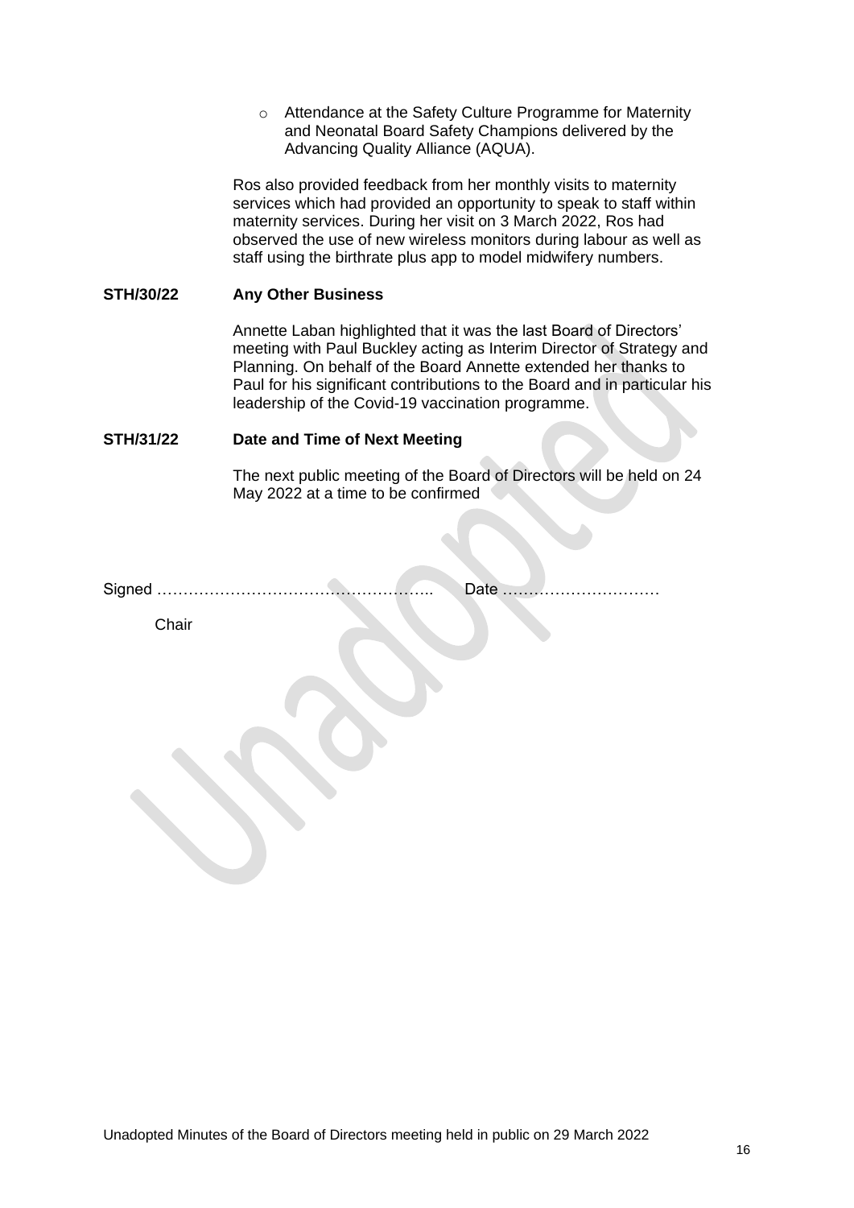- Attendance at the Safety Culture Programme for Maternity and Neonatal Board Safety Champions delivered by the Advancing Quality Alliance (AQUA).

Ros also provided feedback from her monthly visits to maternity services which had provided an opportunity to speak to staff within maternity services. During her visit on 3 March 2022, Ros had observed the use of new wireless monitors during labour as well as staff using the birthrate plus app to model midwifery numbers.

**STH/30/22 Any Other Business**

Annette Laban highlighted that it was the last Board of Directors' meeting with Paul Buckley acting as Interim Director of Strategy and Planning. On behalf of the Board Annette extended her thanks to Paul for his significant contributions to the Board and in particular his leadership of the Covid-19 vaccination programme.

**STH/31/22 Date and Time of Next Meeting**

The next public meeting of the Board of Directors will be held on 24 May 2022 at a time to be confirmed

Signed …………………………………………….. Date …………………………

Chair

Unadopted Minutes of the Board of Directors meeting held in public on 29 March 2022